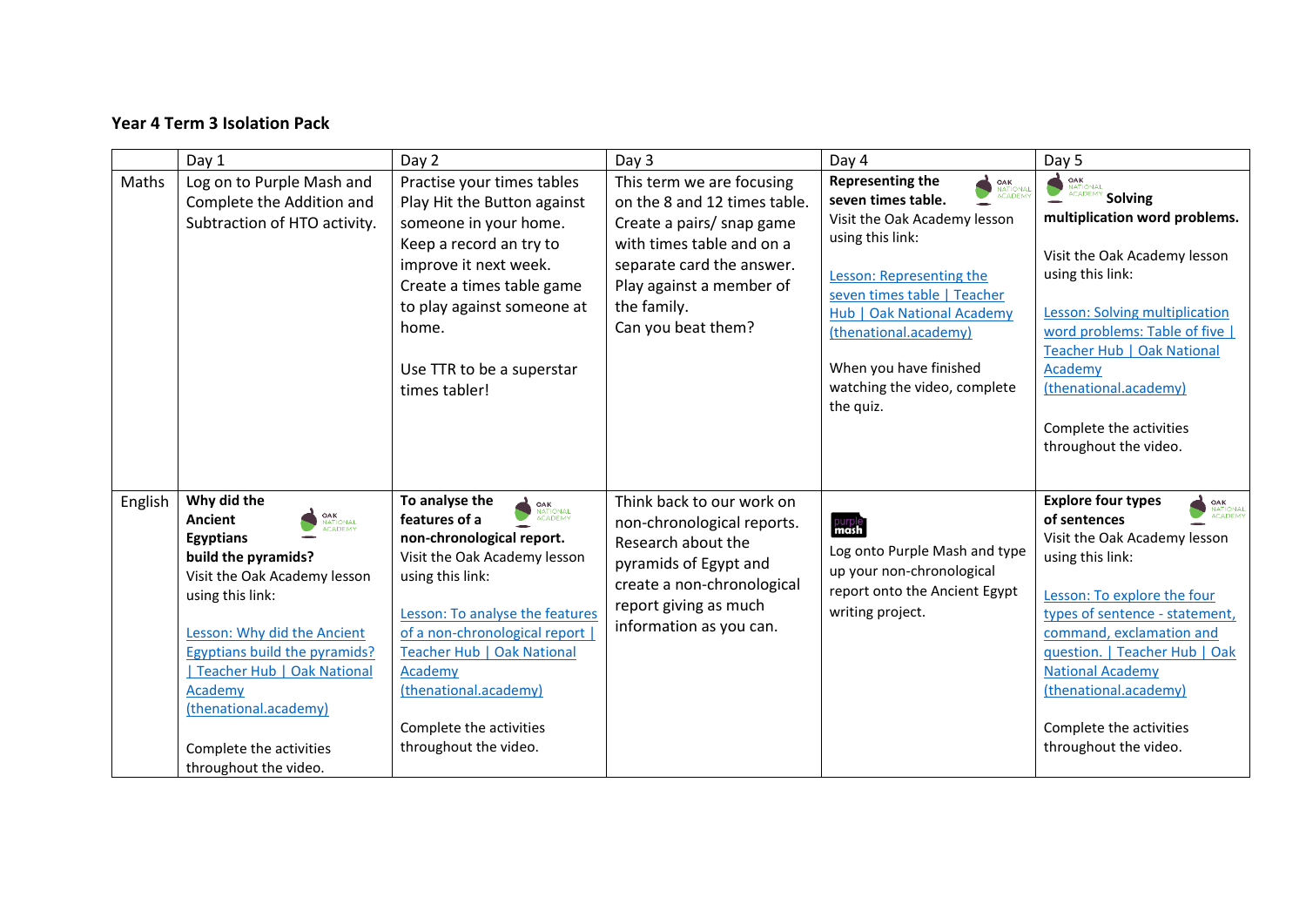## Year 4 Term 3 Isolation Pack

| | Day 1 | Day 2 | Day 3 | Day 4 | Day 5 |
|---|---|---|---|---|---|
| Maths | Log on to Purple Mash and Complete the Addition and Subtraction of HTO activity. | Practise your times tables Play Hit the Button against someone in your home. Keep a record an try to improve it next week. Create a times table game to play against someone at home.<br><br>Use TTR to be a superstar times tabler! | This term we are focusing on the 8 and 12 times table. Create a pairs/ snap game with times table and on a separate card the answer. Play against a member of the family. Can you beat them? | **Representing the seven times table.**<br>Visit the Oak Academy lesson using this link:<br><br>Lesson: Representing the seven times table \| Teacher Hub \| Oak National Academy (thenational.academy)<br><br>When you have finished watching the video, complete the quiz. | **Solving multiplication word problems.**<br><br>Visit the Oak Academy lesson using this link:<br><br>Lesson: Solving multiplication word problems: Table of five \| Teacher Hub \| Oak National Academy (thenational.academy)<br><br>Complete the activities throughout the video. |
| English | **Why did the Ancient Egyptians build the pyramids?**<br>Visit the Oak Academy lesson using this link:<br><br>Lesson: Why did the Ancient Egyptians build the pyramids? \| Teacher Hub \| Oak National Academy (thenational.academy)<br><br>Complete the activities throughout the video. | **To analyse the features of a non-chronological report.**<br>Visit the Oak Academy lesson using this link:<br><br>Lesson: To analyse the features of a non-chronological report \| Teacher Hub \| Oak National Academy (thenational.academy)<br><br>Complete the activities throughout the video. | Think back to our work on non-chronological reports. Research about the pyramids of Egypt and create a non-chronological report giving as much information as you can. | Log onto Purple Mash and type up your non-chronological report onto the Ancient Egypt writing project. | **Explore four types of sentences**<br>Visit the Oak Academy lesson using this link:<br><br>Lesson: To explore the four types of sentence - statement, command, exclamation and question. \| Teacher Hub \| Oak National Academy (thenational.academy)<br><br>Complete the activities throughout the video. |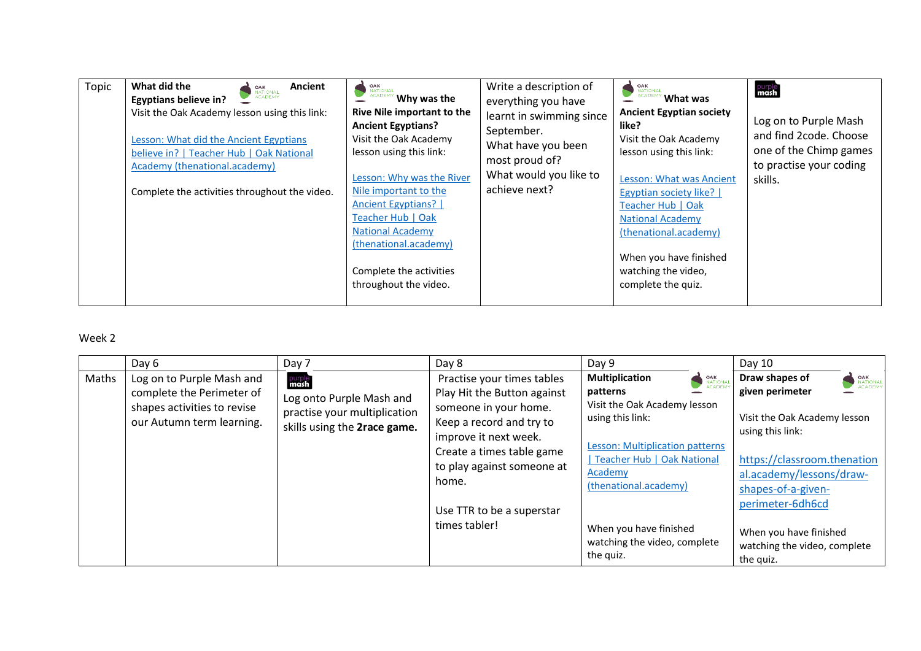| Topic | **What did the Ancient Egyptians believe in?** Visit the Oak Academy lesson using this link: [Lesson: What did the Ancient Egyptians believe in? \| Teacher Hub \| Oak National Academy (thenational.academy)] Complete the activities throughout the video. | **Why was the Rive Nile important to the Ancient Egyptians?** Visit the Oak Academy lesson using this link: [Lesson: Why was the River Nile important to the Ancient Egyptians? \| Teacher Hub \| Oak National Academy (thenational.academy)] Complete the activities throughout the video. | Write a description of everything you have learnt in swimming since September. What have you been most proud of? What would you like to achieve next? | **What was Ancient Egyptian society like?** Visit the Oak Academy lesson using this link: [Lesson: What was Ancient Egyptian society like? \| Teacher Hub \| Oak National Academy (thenational.academy)] When you have finished watching the video, complete the quiz. | Log on to Purple Mash and find 2code. Choose one of the Chimp games to practise your coding skills. |
|---|---|---|---|---|---|

Week 2

| | Day 6 | Day 7 | Day 8 | Day 9 | Day 10 |
|---|---|---|---|---|---|
| Maths | Log on to Purple Mash and complete the Perimeter of shapes activities to revise our Autumn term learning. | Log onto Purple Mash and practise your multiplication skills using the **2race game.** | Practise your times tables Play Hit the Button against someone in your home. Keep a record and try to improve it next week. Create a times table game to play against someone at home. Use TTR to be a superstar times tabler! | **Multiplication patterns** Visit the Oak Academy lesson using this link: [Lesson: Multiplication patterns \| Teacher Hub \| Oak National Academy (thenational.academy)] When you have finished watching the video, complete the quiz. | **Draw shapes of given perimeter** Visit the Oak Academy lesson using this link: https://classroom.thenational.academy/lessons/draw-shapes-of-a-given-perimeter-6dh6cd When you have finished watching the video, complete the quiz. |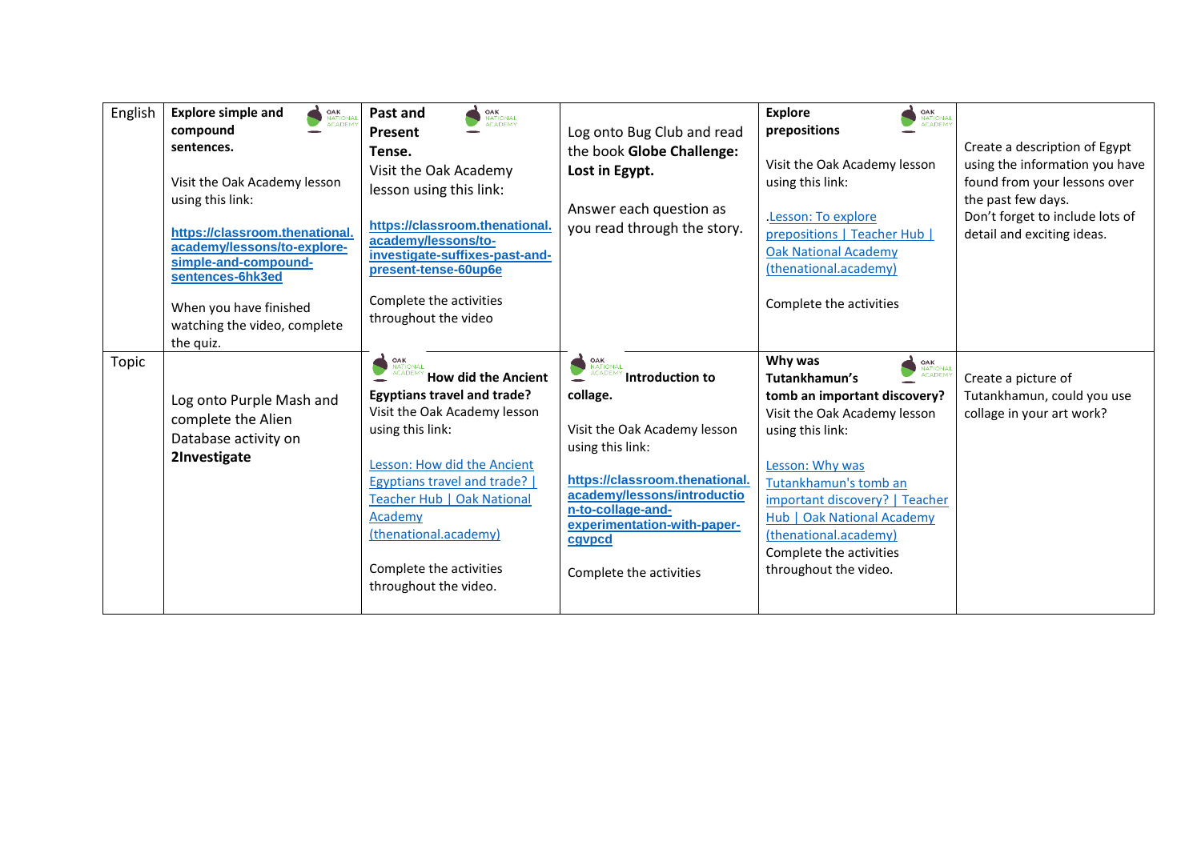| | | | | | |
|---|---|---|---|---|---|
| English | **Explore simple and compound sentences.**<br><br>Visit the Oak Academy lesson using this link:<br><br>**https://classroom.thenational.academy/lessons/to-explore-simple-and-compound-sentences-6hk3ed**<br><br>When you have finished watching the video, complete the quiz. | **Past and Present Tense.**<br>Visit the Oak Academy lesson using this link:<br><br>**https://classroom.thenational.academy/lessons/to-investigate-suffixes-past-and-present-tense-60up6e**<br><br>Complete the activities throughout the video | Log onto Bug Club and read the book **Globe Challenge: Lost in Egypt.**<br><br>Answer each question as you read through the story. | **Explore prepositions**<br><br>Visit the Oak Academy lesson using this link:<br><br>.Lesson: To explore prepositions \| Teacher Hub \| Oak National Academy (thenational.academy)<br><br>Complete the activities | Create a description of Egypt using the information you have found from your lessons over the past few days.<br>Don't forget to include lots of detail and exciting ideas. |
| Topic | Log onto Purple Mash and complete the Alien Database activity on **2Investigate** | **How did the Ancient Egyptians travel and trade?**<br>Visit the Oak Academy lesson using this link:<br><br>Lesson: How did the Ancient Egyptians travel and trade? \| Teacher Hub \| Oak National Academy (thenational.academy)<br><br>Complete the activities throughout the video. | **Introduction to collage.**<br><br>Visit the Oak Academy lesson using this link:<br><br>**https://classroom.thenational.academy/lessons/introduction-to-collage-and-experimentation-with-paper-cgvpcd**<br><br>Complete the activities | **Why was Tutankhamun's tomb an important discovery?**<br>Visit the Oak Academy lesson using this link:<br><br>Lesson: Why was Tutankhamun's tomb an important discovery? \| Teacher Hub \| Oak National Academy (thenational.academy)<br>Complete the activities throughout the video. | Create a picture of Tutankhamun, could you use collage in your art work? |